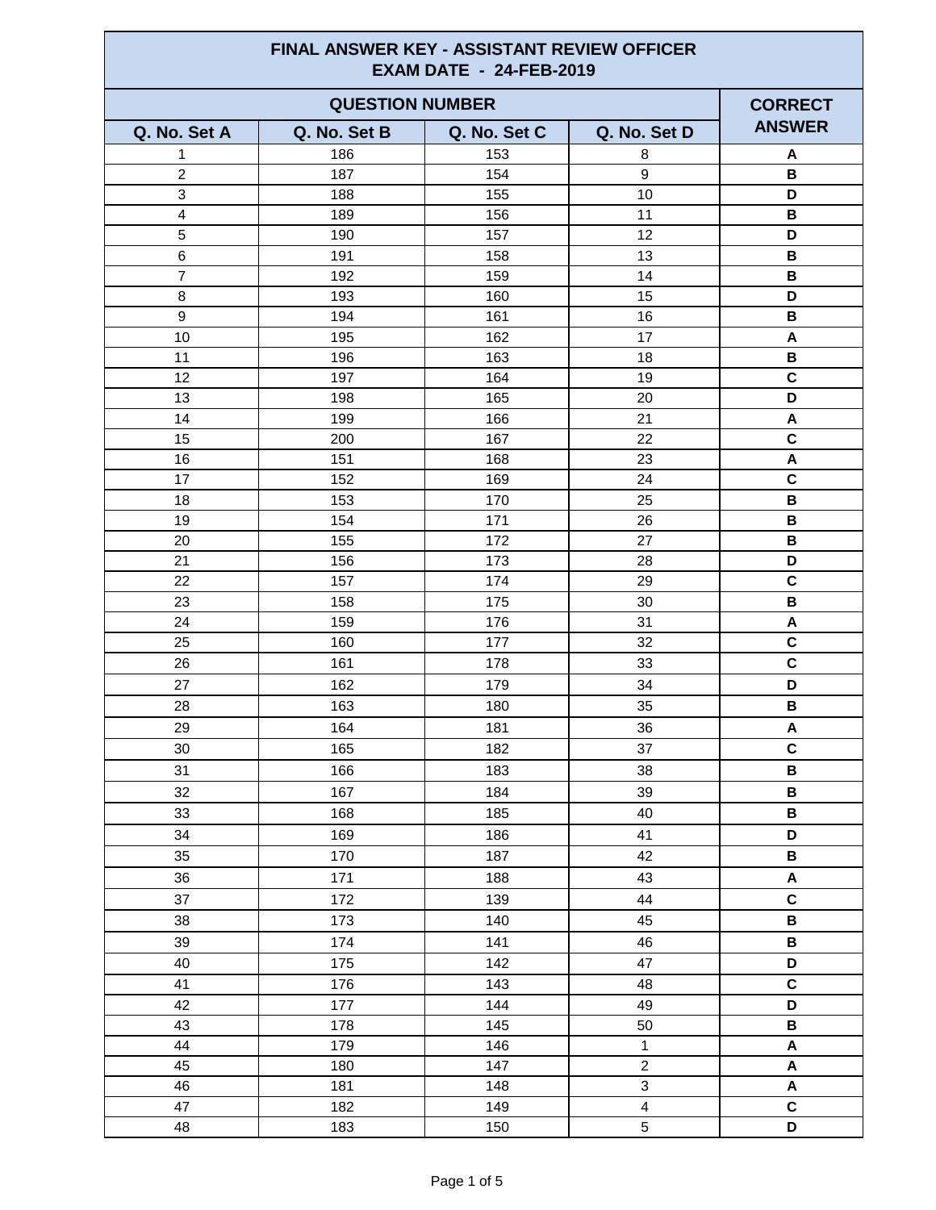# FINAL ANSWER KEY - ASSISTANT REVIEW OFFICER
## EXAM DATE - 24-FEB-2019

| QUESTION NUMBER | | | | CORRECT ANSWER |
|---|---|---|---|---|
| Q. No. Set A | Q. No. Set B | Q. No. Set C | Q. No. Set D | |
| 1 | 186 | 153 | 8 | A |
| 2 | 187 | 154 | 9 | B |
| 3 | 188 | 155 | 10 | D |
| 4 | 189 | 156 | 11 | B |
| 5 | 190 | 157 | 12 | D |
| 6 | 191 | 158 | 13 | B |
| 7 | 192 | 159 | 14 | B |
| 8 | 193 | 160 | 15 | D |
| 9 | 194 | 161 | 16 | B |
| 10 | 195 | 162 | 17 | A |
| 11 | 196 | 163 | 18 | B |
| 12 | 197 | 164 | 19 | C |
| 13 | 198 | 165 | 20 | D |
| 14 | 199 | 166 | 21 | A |
| 15 | 200 | 167 | 22 | C |
| 16 | 151 | 168 | 23 | A |
| 17 | 152 | 169 | 24 | C |
| 18 | 153 | 170 | 25 | B |
| 19 | 154 | 171 | 26 | B |
| 20 | 155 | 172 | 27 | B |
| 21 | 156 | 173 | 28 | D |
| 22 | 157 | 174 | 29 | C |
| 23 | 158 | 175 | 30 | B |
| 24 | 159 | 176 | 31 | A |
| 25 | 160 | 177 | 32 | C |
| 26 | 161 | 178 | 33 | C |
| 27 | 162 | 179 | 34 | D |
| 28 | 163 | 180 | 35 | B |
| 29 | 164 | 181 | 36 | A |
| 30 | 165 | 182 | 37 | C |
| 31 | 166 | 183 | 38 | B |
| 32 | 167 | 184 | 39 | B |
| 33 | 168 | 185 | 40 | B |
| 34 | 169 | 186 | 41 | D |
| 35 | 170 | 187 | 42 | B |
| 36 | 171 | 188 | 43 | A |
| 37 | 172 | 139 | 44 | C |
| 38 | 173 | 140 | 45 | B |
| 39 | 174 | 141 | 46 | B |
| 40 | 175 | 142 | 47 | D |
| 41 | 176 | 143 | 48 | C |
| 42 | 177 | 144 | 49 | D |
| 43 | 178 | 145 | 50 | B |
| 44 | 179 | 146 | 1 | A |
| 45 | 180 | 147 | 2 | A |
| 46 | 181 | 148 | 3 | A |
| 47 | 182 | 149 | 4 | C |
| 48 | 183 | 150 | 5 | D |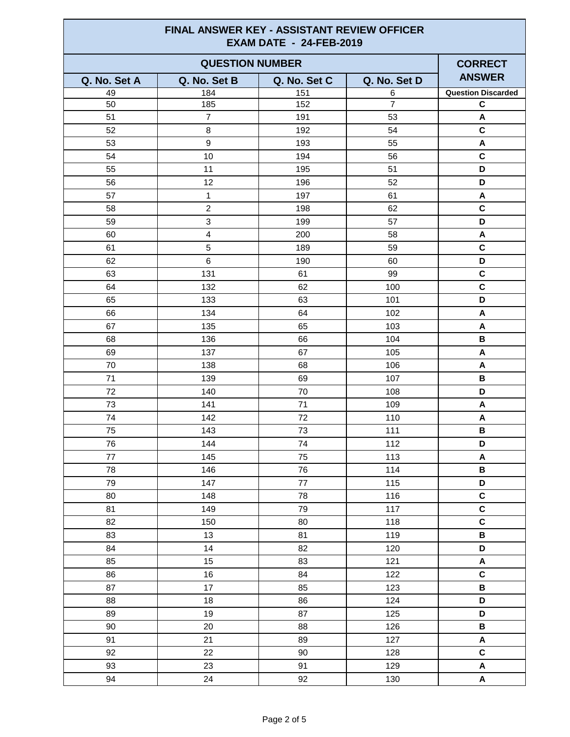# FINAL ANSWER KEY - ASSISTANT REVIEW OFFICER
## EXAM DATE - 24-FEB-2019

| QUESTION NUMBER | | | | CORRECT ANSWER |
|---|---|---|---|---|
| Q. No. Set A | Q. No. Set B | Q. No. Set C | Q. No. Set D | |
| 49 | 184 | 151 | 6 | Question Discarded |
| 50 | 185 | 152 | 7 | C |
| 51 | 7 | 191 | 53 | A |
| 52 | 8 | 192 | 54 | C |
| 53 | 9 | 193 | 55 | A |
| 54 | 10 | 194 | 56 | C |
| 55 | 11 | 195 | 51 | D |
| 56 | 12 | 196 | 52 | D |
| 57 | 1 | 197 | 61 | A |
| 58 | 2 | 198 | 62 | C |
| 59 | 3 | 199 | 57 | D |
| 60 | 4 | 200 | 58 | A |
| 61 | 5 | 189 | 59 | C |
| 62 | 6 | 190 | 60 | D |
| 63 | 131 | 61 | 99 | C |
| 64 | 132 | 62 | 100 | C |
| 65 | 133 | 63 | 101 | D |
| 66 | 134 | 64 | 102 | A |
| 67 | 135 | 65 | 103 | A |
| 68 | 136 | 66 | 104 | B |
| 69 | 137 | 67 | 105 | A |
| 70 | 138 | 68 | 106 | A |
| 71 | 139 | 69 | 107 | B |
| 72 | 140 | 70 | 108 | D |
| 73 | 141 | 71 | 109 | A |
| 74 | 142 | 72 | 110 | A |
| 75 | 143 | 73 | 111 | B |
| 76 | 144 | 74 | 112 | D |
| 77 | 145 | 75 | 113 | A |
| 78 | 146 | 76 | 114 | B |
| 79 | 147 | 77 | 115 | D |
| 80 | 148 | 78 | 116 | C |
| 81 | 149 | 79 | 117 | C |
| 82 | 150 | 80 | 118 | C |
| 83 | 13 | 81 | 119 | B |
| 84 | 14 | 82 | 120 | D |
| 85 | 15 | 83 | 121 | A |
| 86 | 16 | 84 | 122 | C |
| 87 | 17 | 85 | 123 | B |
| 88 | 18 | 86 | 124 | D |
| 89 | 19 | 87 | 125 | D |
| 90 | 20 | 88 | 126 | B |
| 91 | 21 | 89 | 127 | A |
| 92 | 22 | 90 | 128 | C |
| 93 | 23 | 91 | 129 | A |
| 94 | 24 | 92 | 130 | A |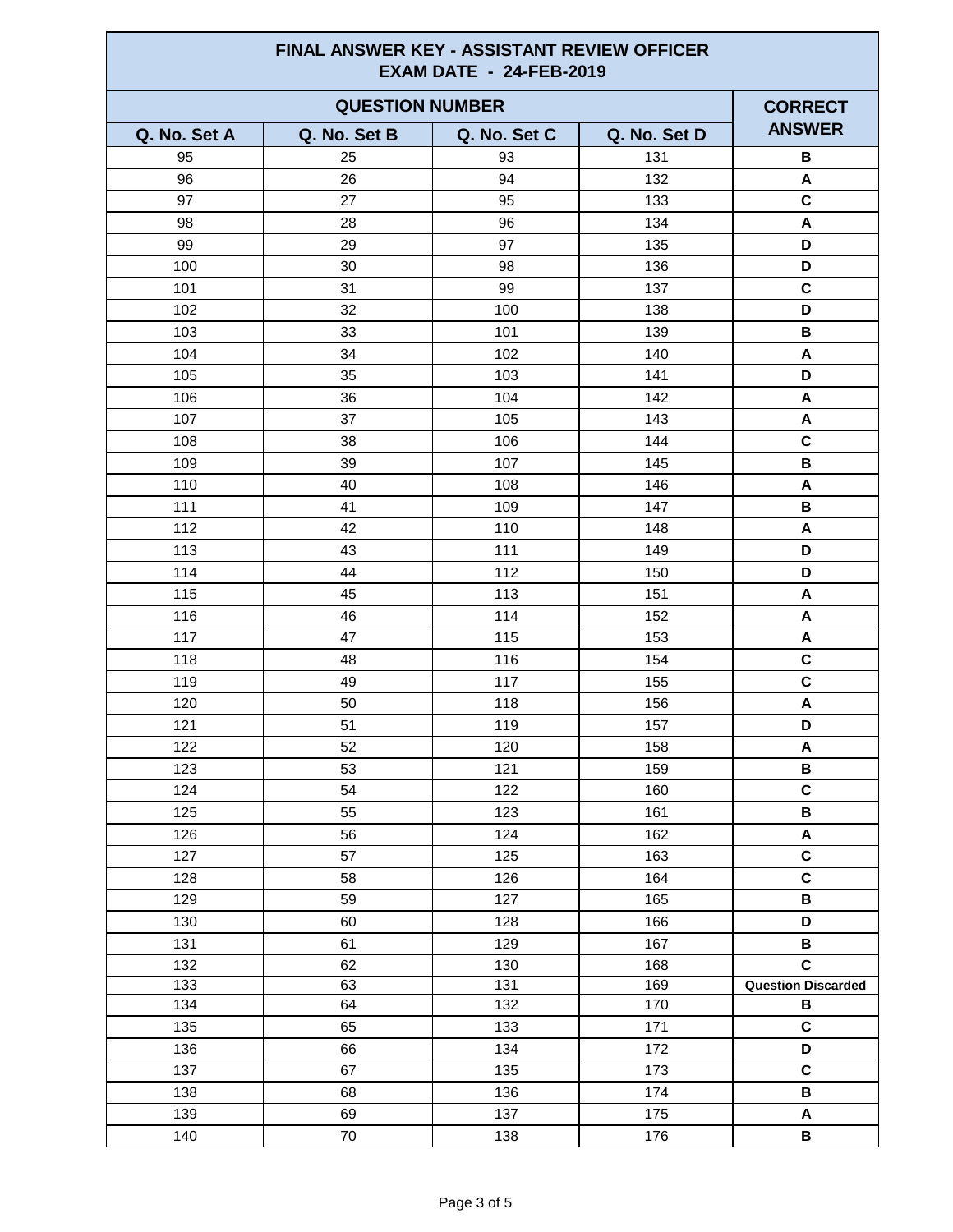# FINAL ANSWER KEY - ASSISTANT REVIEW OFFICER
## EXAM DATE - 24-FEB-2019

| QUESTION NUMBER | | | | CORRECT ANSWER |
|---|---|---|---|---|
| Q. No. Set A | Q. No. Set B | Q. No. Set C | Q. No. Set D | |
| 95 | 25 | 93 | 131 | **B** |
| 96 | 26 | 94 | 132 | **A** |
| 97 | 27 | 95 | 133 | **C** |
| 98 | 28 | 96 | 134 | **A** |
| 99 | 29 | 97 | 135 | **D** |
| 100 | 30 | 98 | 136 | **D** |
| 101 | 31 | 99 | 137 | **C** |
| 102 | 32 | 100 | 138 | **D** |
| 103 | 33 | 101 | 139 | **B** |
| 104 | 34 | 102 | 140 | **A** |
| 105 | 35 | 103 | 141 | **D** |
| 106 | 36 | 104 | 142 | **A** |
| 107 | 37 | 105 | 143 | **A** |
| 108 | 38 | 106 | 144 | **C** |
| 109 | 39 | 107 | 145 | **B** |
| 110 | 40 | 108 | 146 | **A** |
| 111 | 41 | 109 | 147 | **B** |
| 112 | 42 | 110 | 148 | **A** |
| 113 | 43 | 111 | 149 | **D** |
| 114 | 44 | 112 | 150 | **D** |
| 115 | 45 | 113 | 151 | **A** |
| 116 | 46 | 114 | 152 | **A** |
| 117 | 47 | 115 | 153 | **A** |
| 118 | 48 | 116 | 154 | **C** |
| 119 | 49 | 117 | 155 | **C** |
| 120 | 50 | 118 | 156 | **A** |
| 121 | 51 | 119 | 157 | **D** |
| 122 | 52 | 120 | 158 | **A** |
| 123 | 53 | 121 | 159 | **B** |
| 124 | 54 | 122 | 160 | **C** |
| 125 | 55 | 123 | 161 | **B** |
| 126 | 56 | 124 | 162 | **A** |
| 127 | 57 | 125 | 163 | **C** |
| 128 | 58 | 126 | 164 | **C** |
| 129 | 59 | 127 | 165 | **B** |
| 130 | 60 | 128 | 166 | **D** |
| 131 | 61 | 129 | 167 | **B** |
| 132 | 62 | 130 | 168 | **C** |
| 133 | 63 | 131 | 169 | **Question Discarded** |
| 134 | 64 | 132 | 170 | **B** |
| 135 | 65 | 133 | 171 | **C** |
| 136 | 66 | 134 | 172 | **D** |
| 137 | 67 | 135 | 173 | **C** |
| 138 | 68 | 136 | 174 | **B** |
| 139 | 69 | 137 | 175 | **A** |
| 140 | 70 | 138 | 176 | **B** |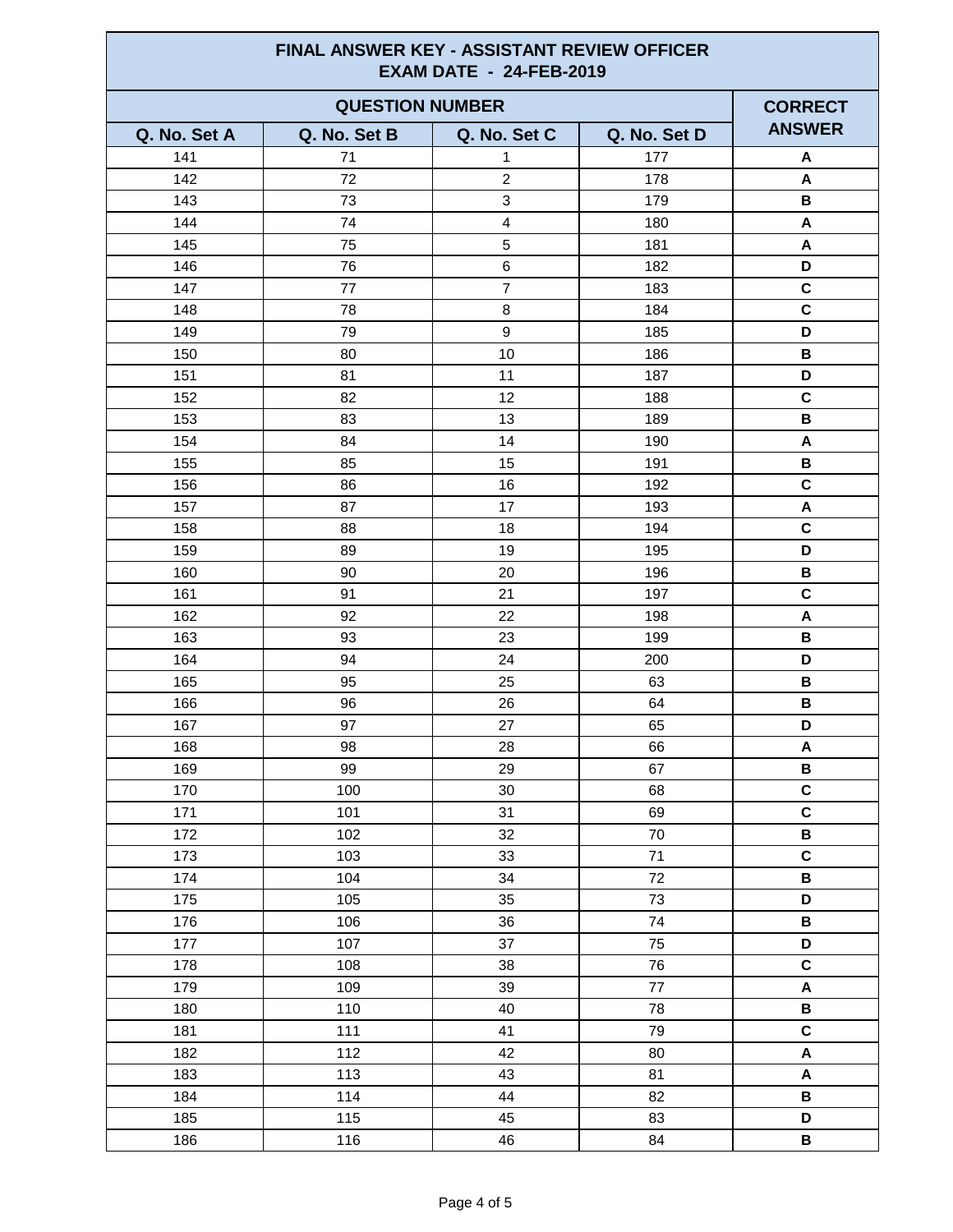# FINAL ANSWER KEY - ASSISTANT REVIEW OFFICER
## EXAM DATE - 24-FEB-2019

| QUESTION NUMBER | | | | CORRECT ANSWER |
|---|---|---|---|---|
| Q. No. Set A | Q. No. Set B | Q. No. Set C | Q. No. Set D | |
| 141 | 71 | 1 | 177 | A |
| 142 | 72 | 2 | 178 | A |
| 143 | 73 | 3 | 179 | B |
| 144 | 74 | 4 | 180 | A |
| 145 | 75 | 5 | 181 | A |
| 146 | 76 | 6 | 182 | D |
| 147 | 77 | 7 | 183 | C |
| 148 | 78 | 8 | 184 | C |
| 149 | 79 | 9 | 185 | D |
| 150 | 80 | 10 | 186 | B |
| 151 | 81 | 11 | 187 | D |
| 152 | 82 | 12 | 188 | C |
| 153 | 83 | 13 | 189 | B |
| 154 | 84 | 14 | 190 | A |
| 155 | 85 | 15 | 191 | B |
| 156 | 86 | 16 | 192 | C |
| 157 | 87 | 17 | 193 | A |
| 158 | 88 | 18 | 194 | C |
| 159 | 89 | 19 | 195 | D |
| 160 | 90 | 20 | 196 | B |
| 161 | 91 | 21 | 197 | C |
| 162 | 92 | 22 | 198 | A |
| 163 | 93 | 23 | 199 | B |
| 164 | 94 | 24 | 200 | D |
| 165 | 95 | 25 | 63 | B |
| 166 | 96 | 26 | 64 | B |
| 167 | 97 | 27 | 65 | D |
| 168 | 98 | 28 | 66 | A |
| 169 | 99 | 29 | 67 | B |
| 170 | 100 | 30 | 68 | C |
| 171 | 101 | 31 | 69 | C |
| 172 | 102 | 32 | 70 | B |
| 173 | 103 | 33 | 71 | C |
| 174 | 104 | 34 | 72 | B |
| 175 | 105 | 35 | 73 | D |
| 176 | 106 | 36 | 74 | B |
| 177 | 107 | 37 | 75 | D |
| 178 | 108 | 38 | 76 | C |
| 179 | 109 | 39 | 77 | A |
| 180 | 110 | 40 | 78 | B |
| 181 | 111 | 41 | 79 | C |
| 182 | 112 | 42 | 80 | A |
| 183 | 113 | 43 | 81 | A |
| 184 | 114 | 44 | 82 | B |
| 185 | 115 | 45 | 83 | D |
| 186 | 116 | 46 | 84 | B |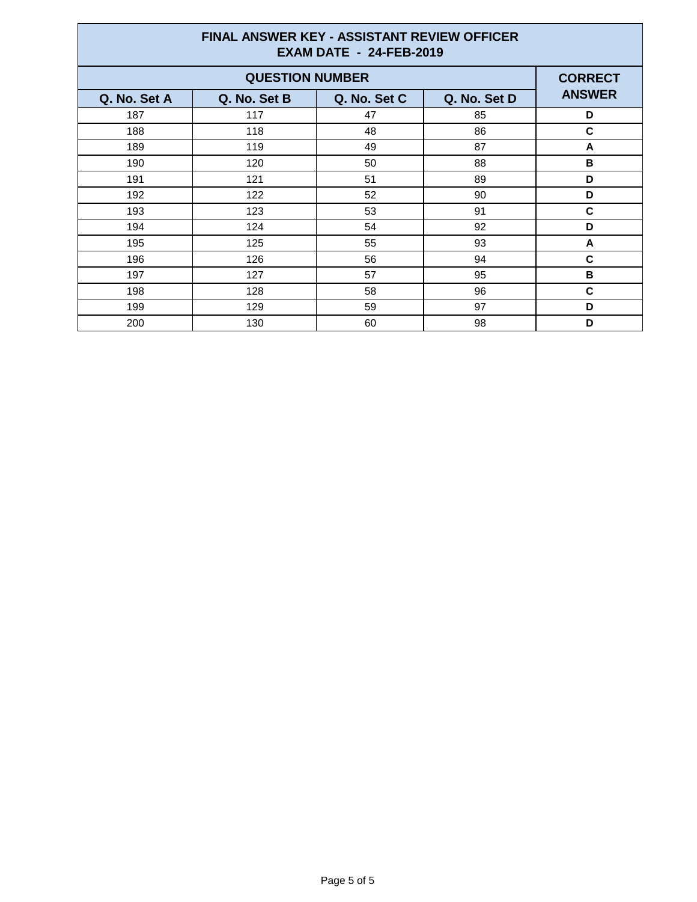| FINAL ANSWER KEY - ASSISTANT REVIEW OFFICER EXAM DATE - 24-FEB-2019 | | | | |
|---|---|---|---|---|
| QUESTION NUMBER | | | | CORRECT ANSWER |
| Q. No. Set A | Q. No. Set B | Q. No. Set C | Q. No. Set D | |
| 187 | 117 | 47 | 85 | **D** |
| 188 | 118 | 48 | 86 | **C** |
| 189 | 119 | 49 | 87 | **A** |
| 190 | 120 | 50 | 88 | **B** |
| 191 | 121 | 51 | 89 | **D** |
| 192 | 122 | 52 | 90 | **D** |
| 193 | 123 | 53 | 91 | **C** |
| 194 | 124 | 54 | 92 | **D** |
| 195 | 125 | 55 | 93 | **A** |
| 196 | 126 | 56 | 94 | **C** |
| 197 | 127 | 57 | 95 | **B** |
| 198 | 128 | 58 | 96 | **C** |
| 199 | 129 | 59 | 97 | **D** |
| 200 | 130 | 60 | 98 | **D** |